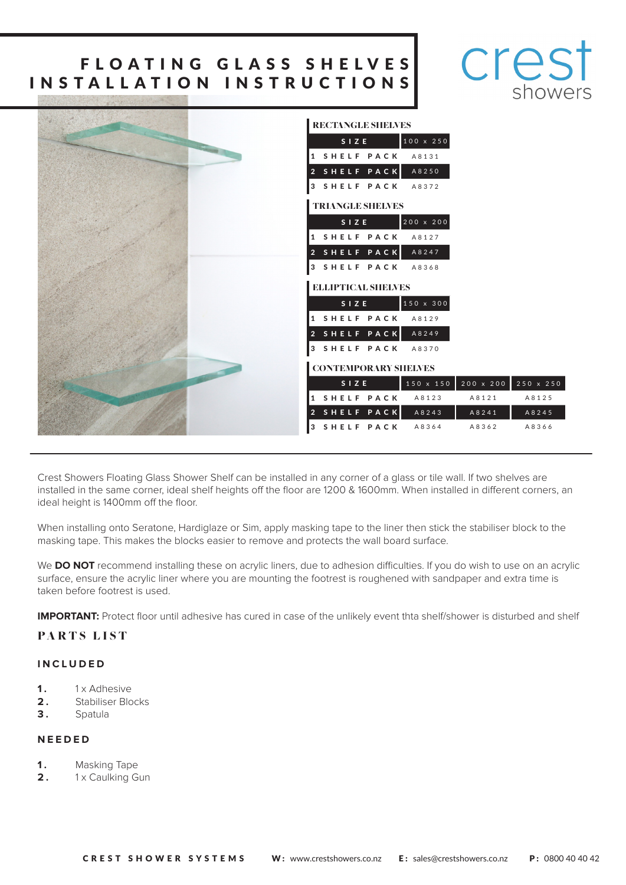# FLOATING GLASS SHELVES INSTALLATION INSTRUCTIONS

crest showers

### RECTANGLE SHELVES

| SIZE | 100 x 250 |
|---|---|
| 1 SHELF PACK | A8131 |
| 2 SHELF PACK | A8250 |
| 3 SHELF PACK | A8372 |

### TRIANGLE SHELVES

| SIZE | 200 x 200 |
|---|---|
| 1 SHELF PACK | A8127 |
| 2 SHELF PACK | A8247 |
| 3 SHELF PACK | A8368 |

### ELLIPTICAL SHELVES

| SIZE | 150 x 300 |
|---|---|
| 1 SHELF PACK | A8129 |
| 2 SHELF PACK | A8249 |
| 3 SHELF PACK | A8370 |

### CONTEMPORARY SHELVES

| SIZE | 150 x 150 | 200 x 200 | 250 x 250 |
|---|---|---|---|
| 1 SHELF PACK | A8123 | A8121 | A8125 |
| 2 SHELF PACK | A8243 | A8241 | A8245 |
| 3 SHELF PACK | A8364 | A8362 | A8366 |

Crest Showers Floating Glass Shower Shelf can be installed in any corner of a glass or tile wall. If two shelves are installed in the same corner, ideal shelf heights off the floor are 1200 & 1600mm. When installed in different corners, an ideal height is 1400mm off the floor.

When installing onto Seratone, Hardiglaze or Sim, apply masking tape to the liner then stick the stabiliser block to the masking tape. This makes the blocks easier to remove and protects the wall board surface.

We **DO NOT** recommend installing these on acrylic liners, due to adhesion difficulties. If you do wish to use on an acrylic surface, ensure the acrylic liner where you are mounting the footrest is roughened with sandpaper and extra time is taken before footrest is used.

**IMPORTANT:** Protect floor until adhesive has cured in case of the unlikely event thta shelf/shower is disturbed and shelf

## PARTS LIST

### INCLUDED

1. 1 x Adhesive
2. Stabiliser Blocks
3. Spatula

### NEEDED

1. Masking Tape
2. 1 x Caulking Gun

**CREST SHOWER SYSTEMS** **W:** www.crestshowers.co.nz **E:** sales@crestshowers.co.nz **P:** 0800 40 40 42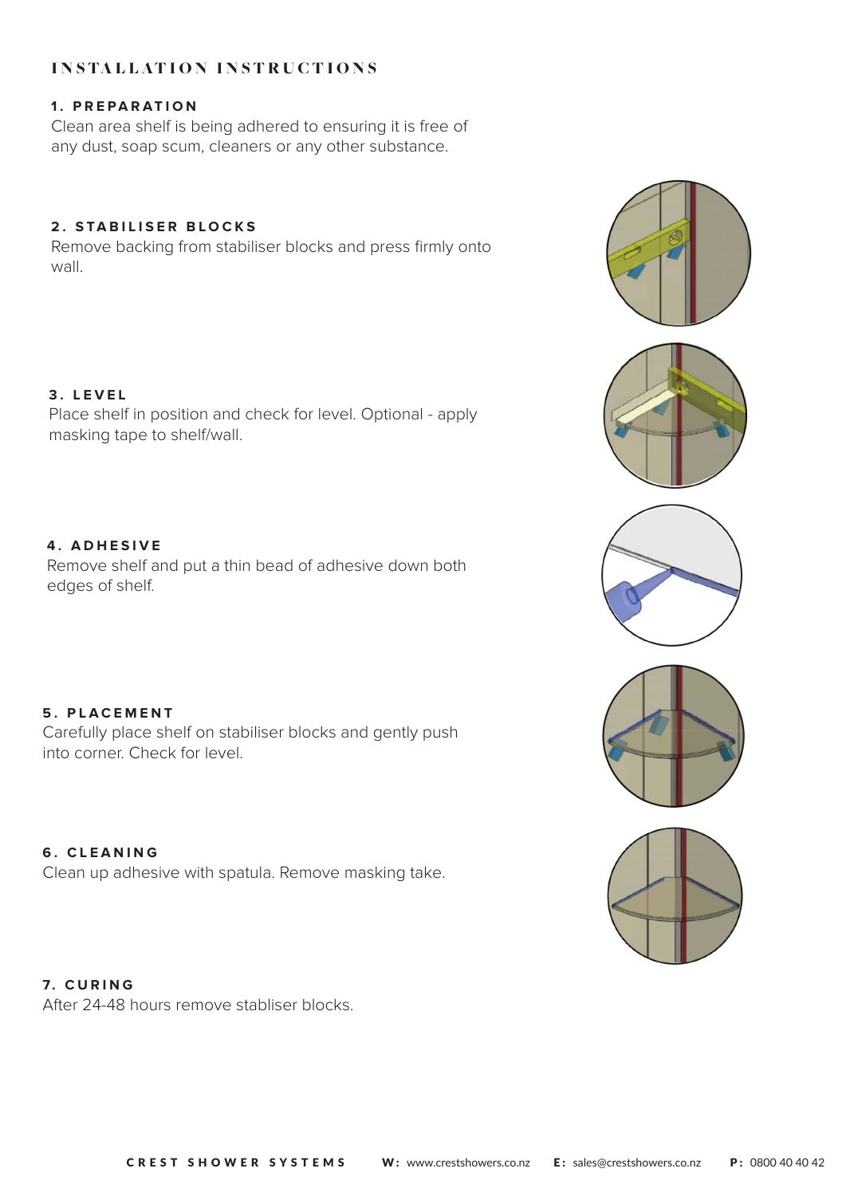# INSTALLATION INSTRUCTIONS

## 1. PREPARATION

Clean area shelf is being adhered to ensuring it is free of any dust, soap scum, cleaners or any other substance.

## 2. STABILISER BLOCKS

Remove backing from stabiliser blocks and press firmly onto wall.

## 3. LEVEL

Place shelf in position and check for level. Optional - apply masking tape to shelf/wall.

## 4. ADHESIVE

Remove shelf and put a thin bead of adhesive down both edges of shelf.

## 5. PLACEMENT

Carefully place shelf on stabiliser blocks and gently push into corner. Check for level.

## 6. CLEANING

Clean up adhesive with spatula. Remove masking take.

## 7. CURING

After 24-48 hours remove stabliser blocks.

CREST SHOWER SYSTEMS **W:** www.crestshowers.co.nz **E:** sales@crestshowers.co.nz **P:** 0800 40 40 42